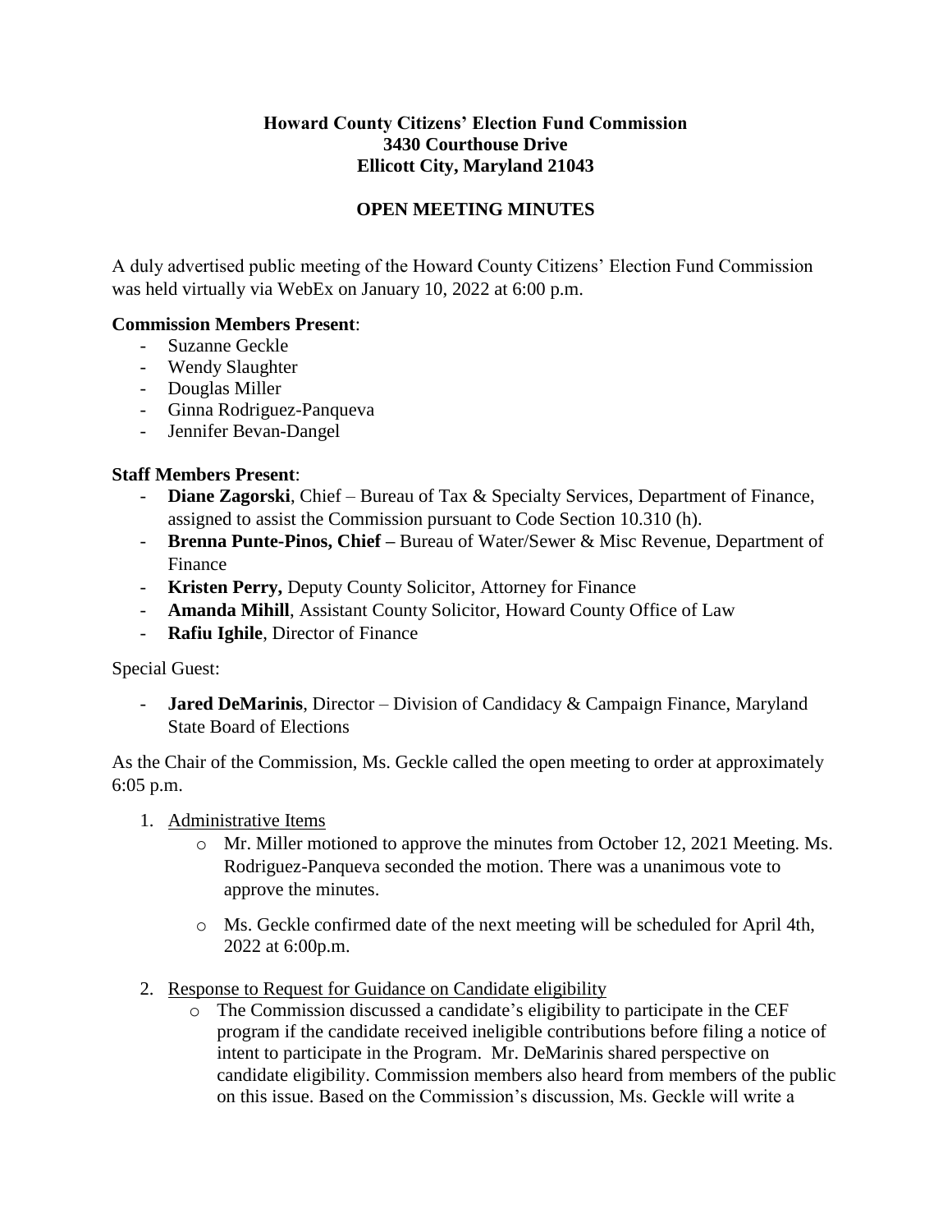**Howard County Citizens' Election Fund Commission**
**3430 Courthouse Drive**
**Ellicott City, Maryland 21043**

**OPEN MEETING MINUTES**

A duly advertised public meeting of the Howard County Citizens' Election Fund Commission was held virtually via WebEx on January 10, 2022 at 6:00 p.m.

**Commission Members Present**:

- Suzanne Geckle
- Wendy Slaughter
- Douglas Miller
- Ginna Rodriguez-Panqueva
- Jennifer Bevan-Dangel

**Staff Members Present**:

- **Diane Zagorski**, Chief – Bureau of Tax & Specialty Services, Department of Finance, assigned to assist the Commission pursuant to Code Section 10.310 (h).
- **Brenna Punte-Pinos, Chief –** Bureau of Water/Sewer & Misc Revenue, Department of Finance
- **Kristen Perry,** Deputy County Solicitor, Attorney for Finance
- **Amanda Mihill**, Assistant County Solicitor, Howard County Office of Law
- **Rafiu Ighile**, Director of Finance

Special Guest:

- **Jared DeMarinis**, Director – Division of Candidacy & Campaign Finance, Maryland State Board of Elections

As the Chair of the Commission, Ms. Geckle called the open meeting to order at approximately 6:05 p.m.

1. Administrative Items
   - Mr. Miller motioned to approve the minutes from October 12, 2021 Meeting. Ms. Rodriguez-Panqueva seconded the motion. There was a unanimous vote to approve the minutes.
   - Ms. Geckle confirmed date of the next meeting will be scheduled for April 4th, 2022 at 6:00p.m.

2. Response to Request for Guidance on Candidate eligibility
   - The Commission discussed a candidate's eligibility to participate in the CEF program if the candidate received ineligible contributions before filing a notice of intent to participate in the Program. Mr. DeMarinis shared perspective on candidate eligibility. Commission members also heard from members of the public on this issue. Based on the Commission's discussion, Ms. Geckle will write a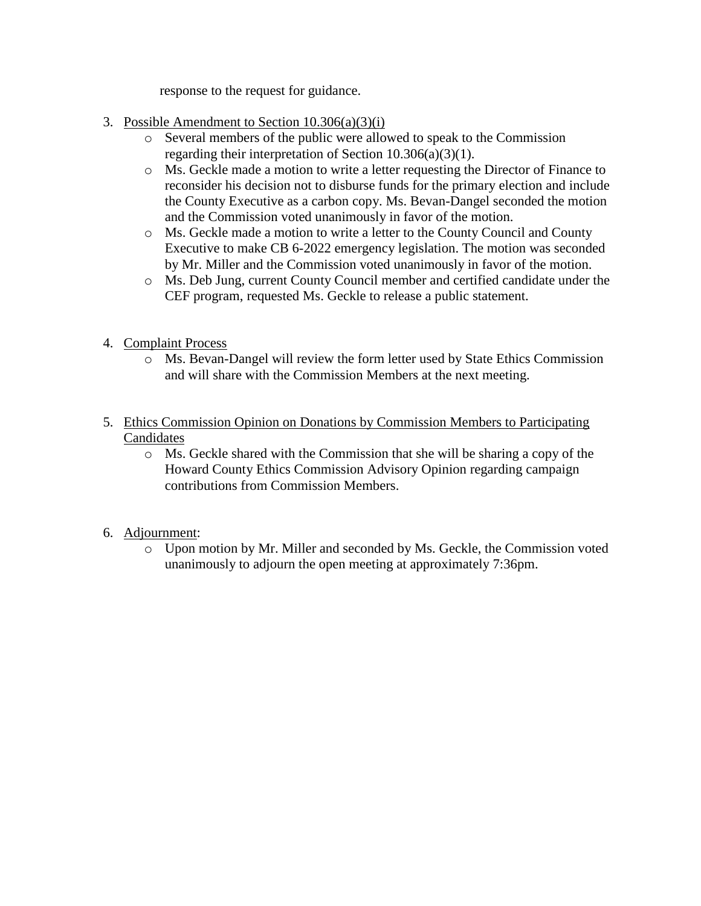response to the request for guidance.

3. <u>Possible Amendment to Section 10.306(a)(3)(i)</u>
   - Several members of the public were allowed to speak to the Commission regarding their interpretation of Section 10.306(a)(3)(1).
   - Ms. Geckle made a motion to write a letter requesting the Director of Finance to reconsider his decision not to disburse funds for the primary election and include the County Executive as a carbon copy. Ms. Bevan-Dangel seconded the motion and the Commission voted unanimously in favor of the motion.
   - Ms. Geckle made a motion to write a letter to the County Council and County Executive to make CB 6-2022 emergency legislation. The motion was seconded by Mr. Miller and the Commission voted unanimously in favor of the motion.
   - Ms. Deb Jung, current County Council member and certified candidate under the CEF program, requested Ms. Geckle to release a public statement.

4. <u>Complaint Process</u>
   - Ms. Bevan-Dangel will review the form letter used by State Ethics Commission and will share with the Commission Members at the next meeting.

5. <u>Ethics Commission Opinion on Donations by Commission Members to Participating Candidates</u>
   - Ms. Geckle shared with the Commission that she will be sharing a copy of the Howard County Ethics Commission Advisory Opinion regarding campaign contributions from Commission Members.

6. <u>Adjournment</u>:
   - Upon motion by Mr. Miller and seconded by Ms. Geckle, the Commission voted unanimously to adjourn the open meeting at approximately 7:36pm.